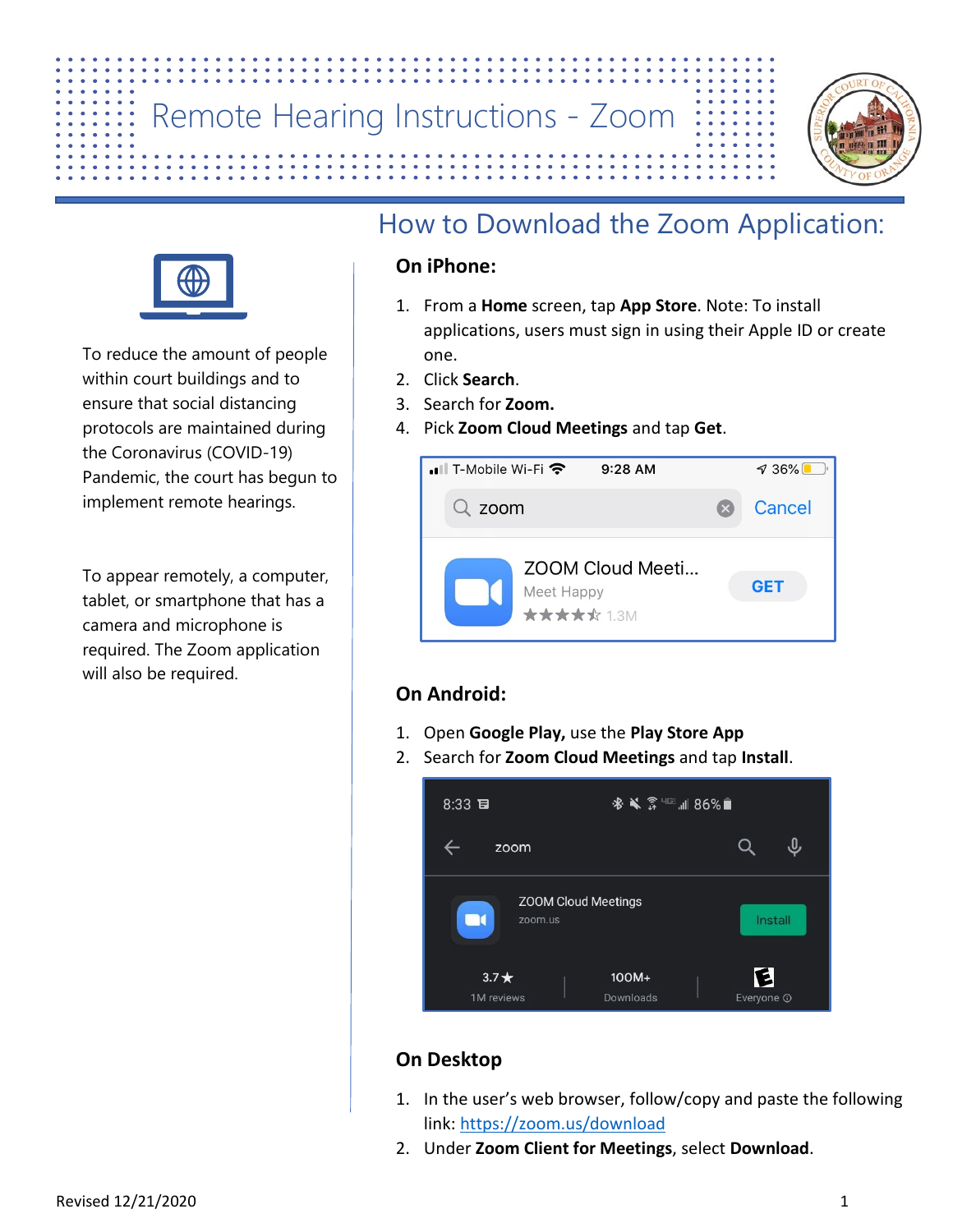# Remote Hearing Instructions - Zoom

To reduce the amount of people within court buildings and to ensure that social distancing protocols are maintained during the Coronavirus (COVID-19) Pandemic, the court has begun to implement remote hearings.

To appear remotely, a computer, tablet, or smartphone that has a camera and microphone is required. The Zoom application will also be required.

## How to Download the Zoom Application:

### On iPhone:

1. From a **Home** screen, tap **App Store**. Note: To install applications, users must sign in using their Apple ID or create one.
2. Click **Search**.
3. Search for **Zoom.**
4. Pick **Zoom Cloud Meetings** and tap **Get**.

### On Android:

1. Open **Google Play,** use the **Play Store App**
2. Search for **Zoom Cloud Meetings** and tap **Install**.

### On Desktop

1. In the user's web browser, follow/copy and paste the following link: https://zoom.us/download
2. Under **Zoom Client for Meetings**, select **Download**.

Revised 12/21/2020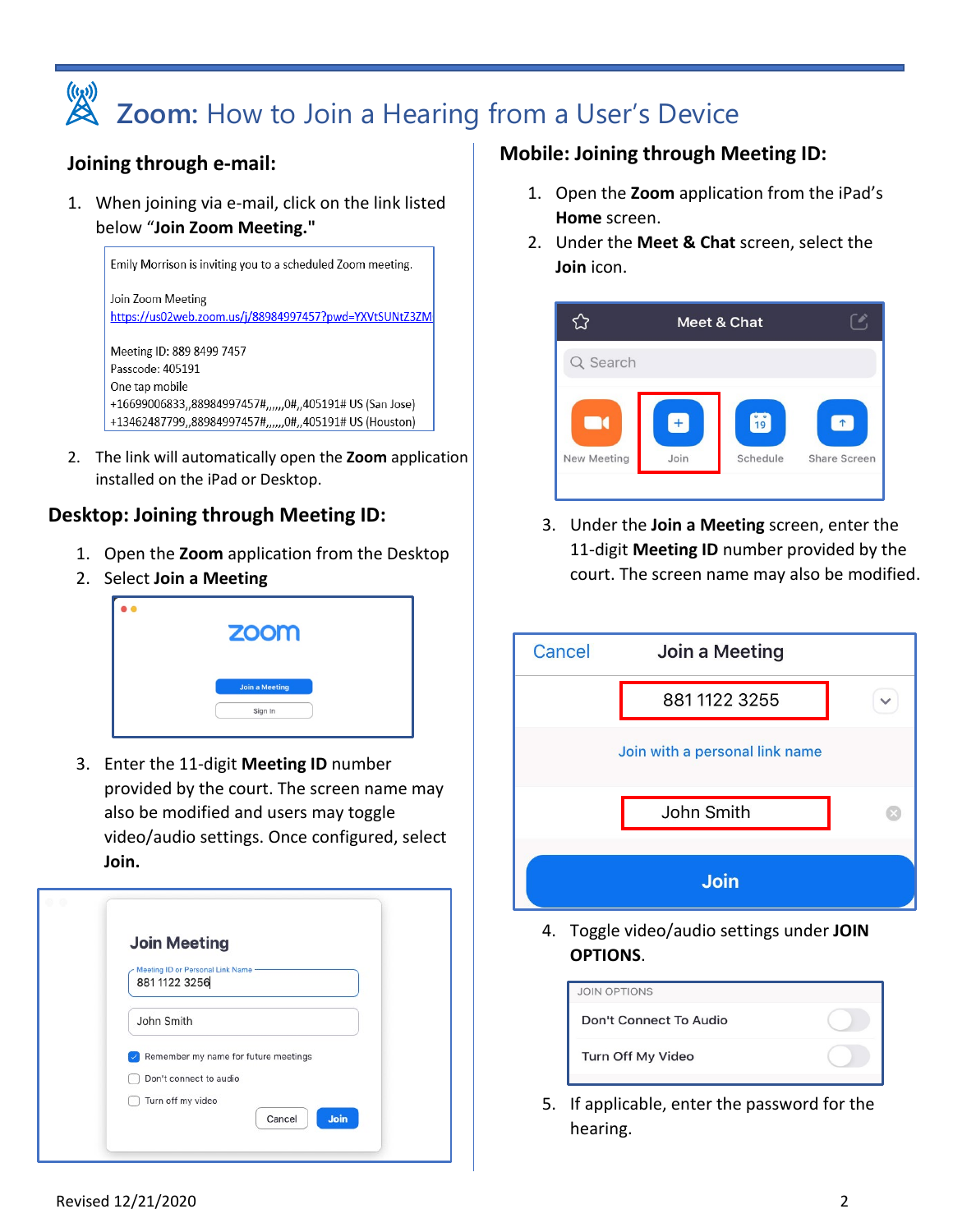# Zoom: How to Join a Hearing from a User's Device

## Joining through e-mail:

1. When joining via e-mail, click on the link listed below "**Join Zoom Meeting.**"

   Emily Morrison is inviting you to a scheduled Zoom meeting.

   Join Zoom Meeting
   https://us02web.zoom.us/j/88984997457?pwd=YXVtSUNtZ3ZM

   Meeting ID: 889 8499 7457
   Passcode: 405191
   One tap mobile
   +16699006833,,88984997457#,,,,,,0#,,405191# US (San Jose)
   +13462487799,,88984997457#,,,,,,0#,,405191# US (Houston)

2. The link will automatically open the **Zoom** application installed on the iPad or Desktop.

## Desktop: Joining through Meeting ID:

1. Open the **Zoom** application from the Desktop
2. Select **Join a Meeting**
3. Enter the 11-digit **Meeting ID** number provided by the court. The screen name may also be modified and users may toggle video/audio settings. Once configured, select **Join.**

## Mobile: Joining through Meeting ID:

1. Open the **Zoom** application from the iPad's **Home** screen.
2. Under the **Meet & Chat** screen, select the **Join** icon.
3. Under the **Join a Meeting** screen, enter the 11-digit **Meeting ID** number provided by the court. The screen name may also be modified.
4. Toggle video/audio settings under **JOIN OPTIONS**.
5. If applicable, enter the password for the hearing.

Revised 12/21/2020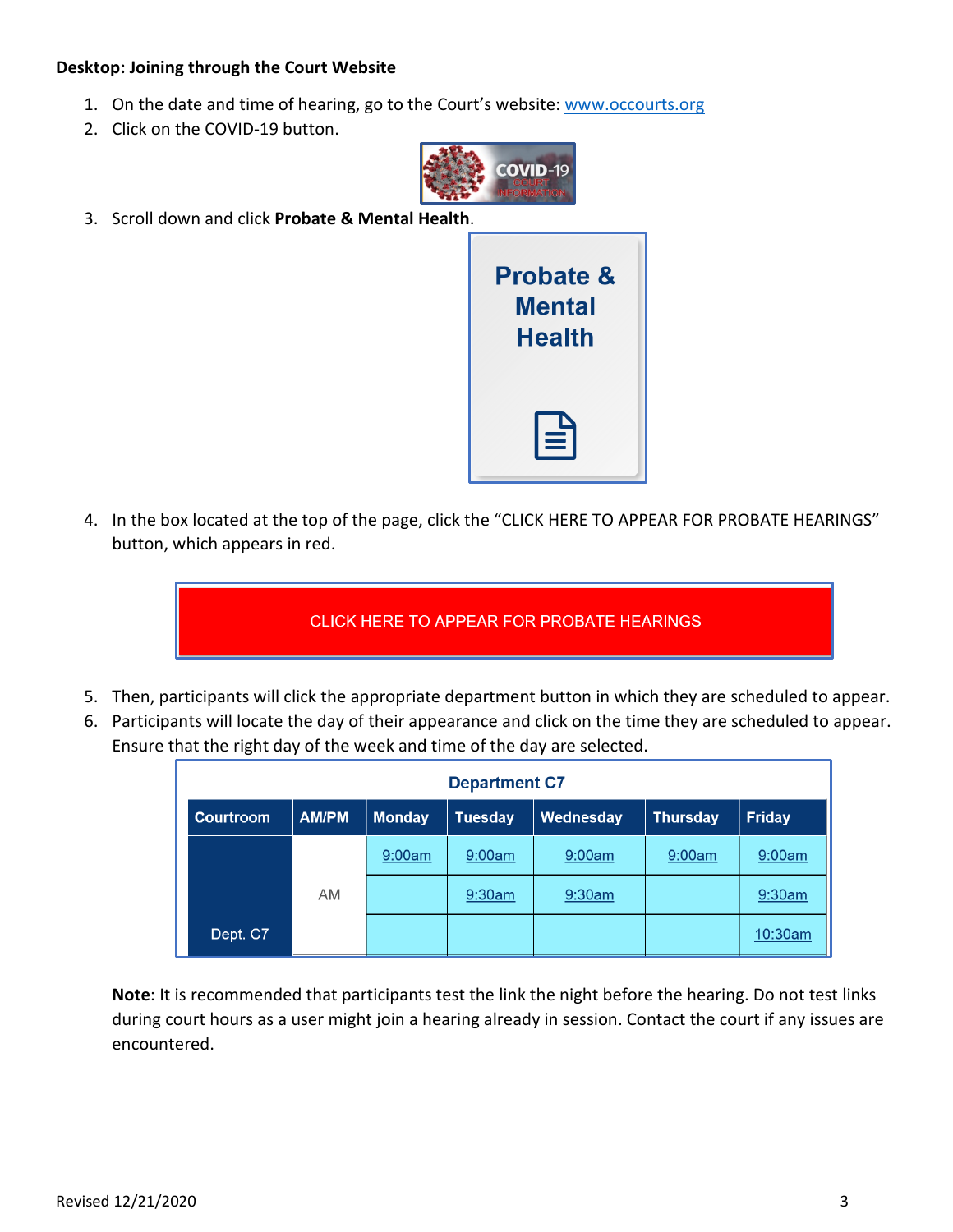**Desktop: Joining through the Court Website**

1. On the date and time of hearing, go to the Court's website: www.occourts.org
2. Click on the COVID-19 button.
3. Scroll down and click **Probate & Mental Health**.
4. In the box located at the top of the page, click the "CLICK HERE TO APPEAR FOR PROBATE HEARINGS" button, which appears in red.
5. Then, participants will click the appropriate department button in which they are scheduled to appear.
6. Participants will locate the day of their appearance and click on the time they are scheduled to appear. Ensure that the right day of the week and time of the day are selected.

| Department C7 | | | | | | |
|---|---|---|---|---|---|---|
| Courtroom | AM/PM | Monday | Tuesday | Wednesday | Thursday | Friday |
| Dept. C7 | AM | 9:00am | 9:00am | 9:00am | 9:00am | 9:00am |
| | | | 9:30am | 9:30am | | 9:30am |
| | | | | | | 10:30am |

**Note**: It is recommended that participants test the link the night before the hearing. Do not test links during court hours as a user might join a hearing already in session. Contact the court if any issues are encountered.

Revised 12/21/2020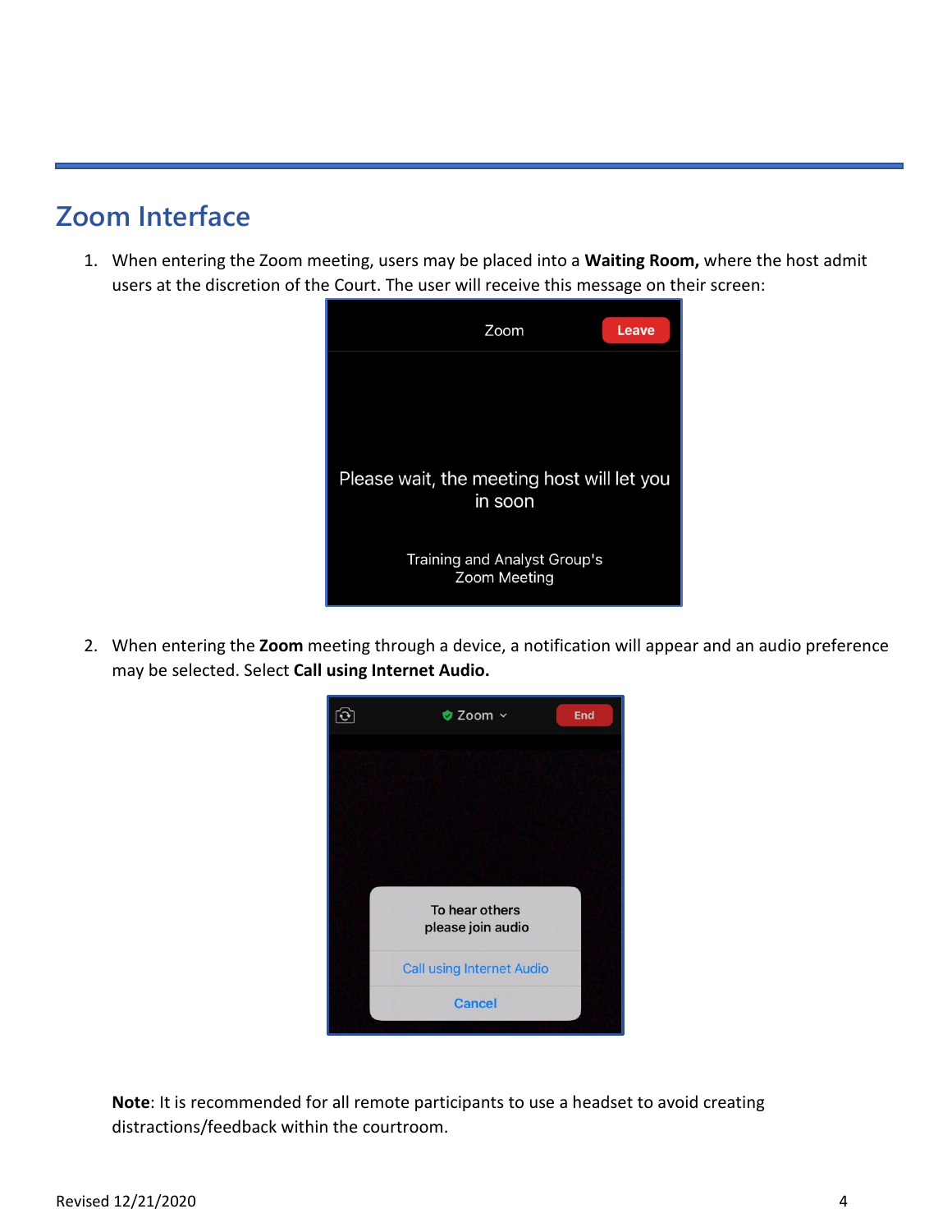## Zoom Interface

1. When entering the Zoom meeting, users may be placed into a **Waiting Room,** where the host admit users at the discretion of the Court. The user will receive this message on their screen:

2. When entering the **Zoom** meeting through a device, a notification will appear and an audio preference may be selected. Select **Call using Internet Audio.**

**Note**: It is recommended for all remote participants to use a headset to avoid creating distractions/feedback within the courtroom.

Revised 12/21/2020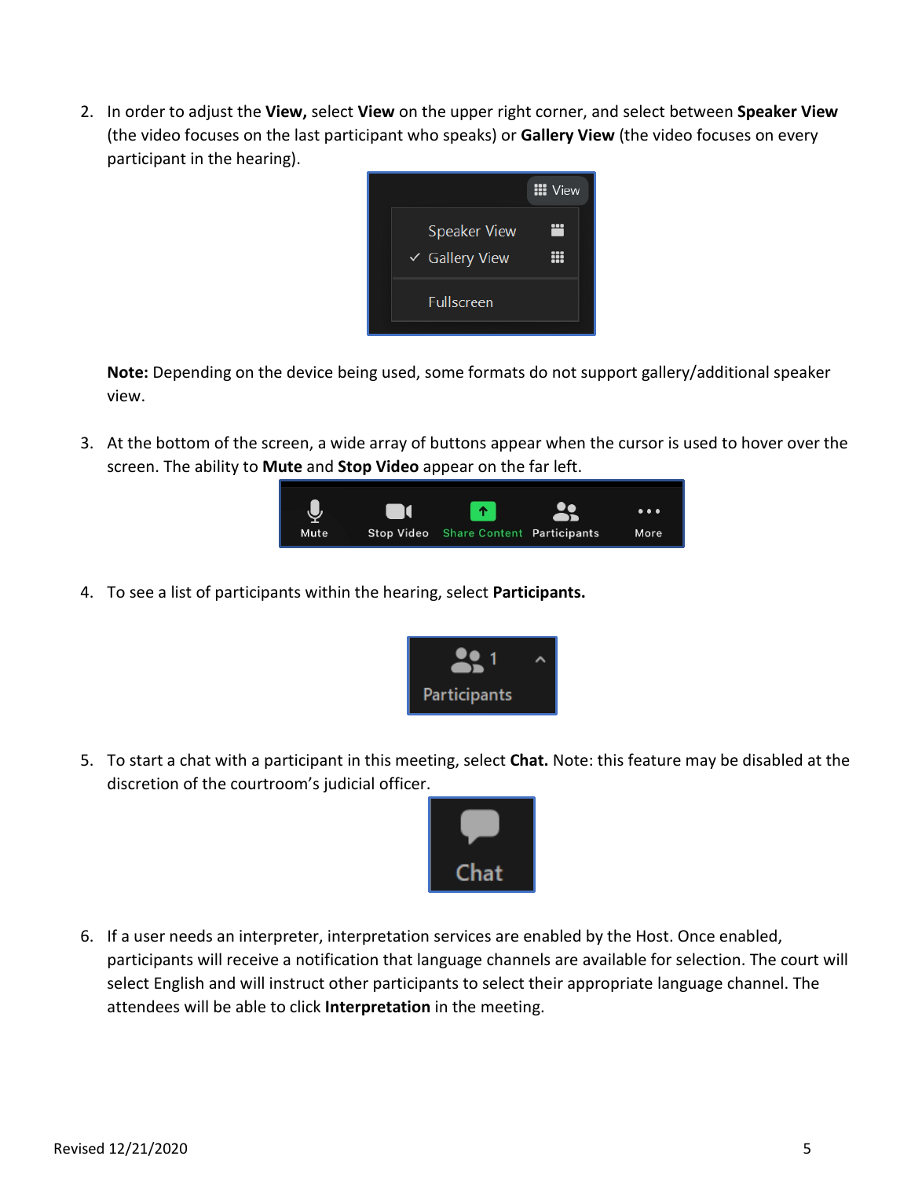2. In order to adjust the **View,** select **View** on the upper right corner, and select between **Speaker View** (the video focuses on the last participant who speaks) or **Gallery View** (the video focuses on every participant in the hearing).

   **Note:** Depending on the device being used, some formats do not support gallery/additional speaker view.

3. At the bottom of the screen, a wide array of buttons appear when the cursor is used to hover over the screen. The ability to **Mute** and **Stop Video** appear on the far left.

4. To see a list of participants within the hearing, select **Participants.**

5. To start a chat with a participant in this meeting, select **Chat.** Note: this feature may be disabled at the discretion of the courtroom's judicial officer.

6. If a user needs an interpreter, interpretation services are enabled by the Host. Once enabled, participants will receive a notification that language channels are available for selection. The court will select English and will instruct other participants to select their appropriate language channel. The attendees will be able to click **Interpretation** in the meeting.

Revised 12/21/2020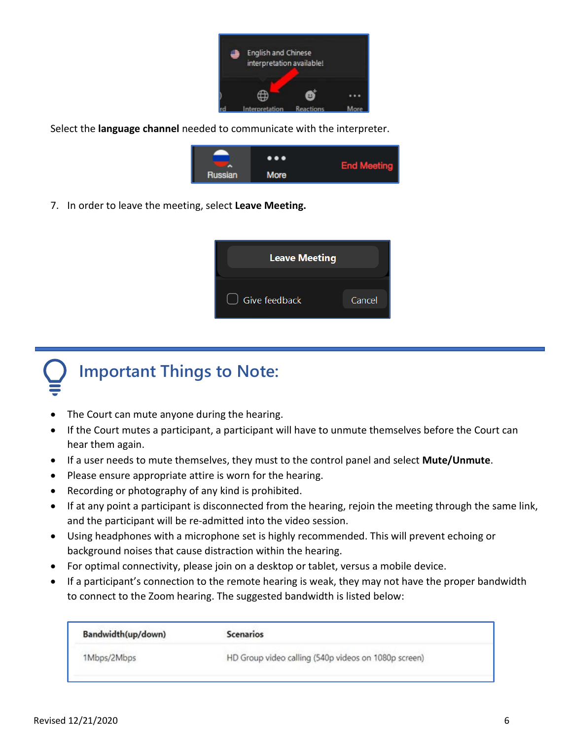Select the **language channel** needed to communicate with the interpreter.

7. In order to leave the meeting, select **Leave Meeting.**

## Important Things to Note:

- The Court can mute anyone during the hearing.
- If the Court mutes a participant, a participant will have to unmute themselves before the Court can hear them again.
- If a user needs to mute themselves, they must to the control panel and select **Mute/Unmute**.
- Please ensure appropriate attire is worn for the hearing.
- Recording or photography of any kind is prohibited.
- If at any point a participant is disconnected from the hearing, rejoin the meeting through the same link, and the participant will be re-admitted into the video session.
- Using headphones with a microphone set is highly recommended. This will prevent echoing or background noises that cause distraction within the hearing.
- For optimal connectivity, please join on a desktop or tablet, versus a mobile device.
- If a participant's connection to the remote hearing is weak, they may not have the proper bandwidth to connect to the Zoom hearing. The suggested bandwidth is listed below:

| Bandwidth(up/down) | Scenarios |
|---|---|
| 1Mbps/2Mbps | HD Group video calling (540p videos on 1080p screen) |

Revised 12/21/2020